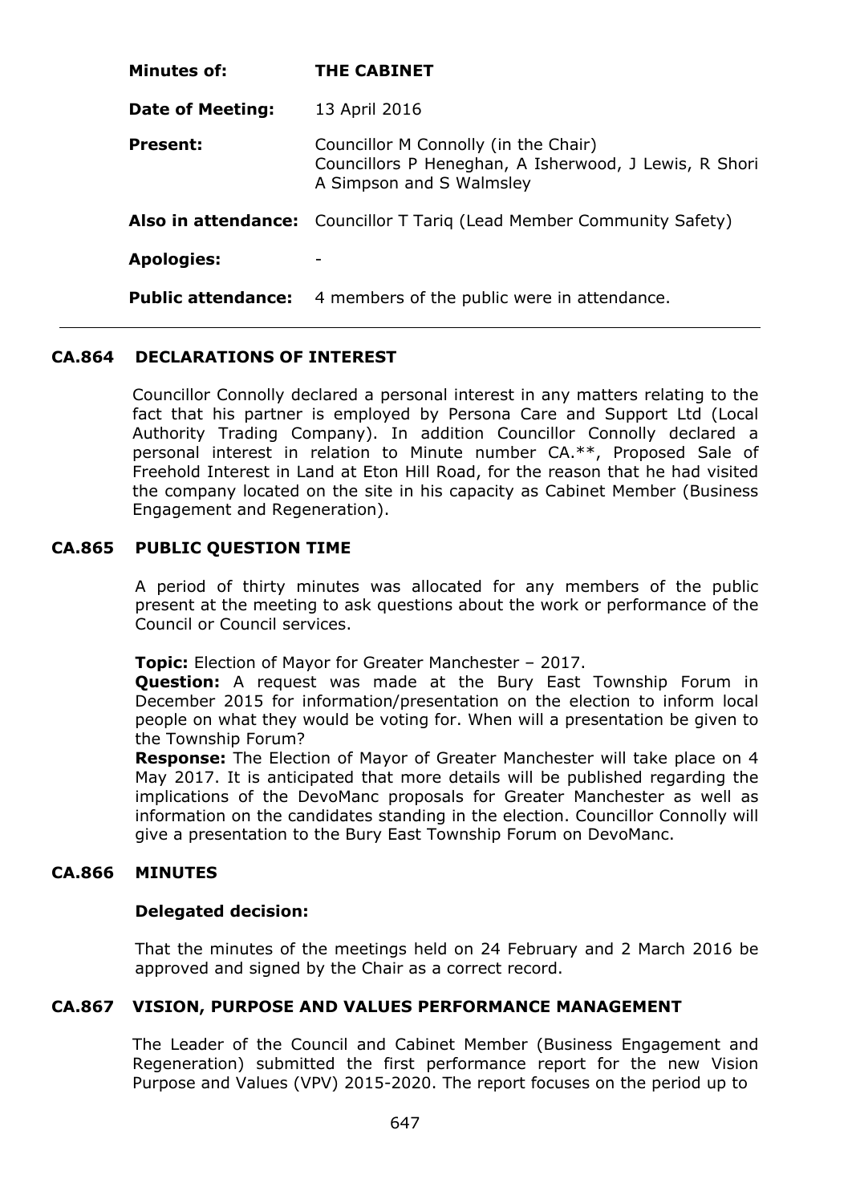| | |
|---|---|
| **Minutes of:** | **THE CABINET** |
| **Date of Meeting:** | 13 April 2016 |
| **Present:** | Councillor M Connolly (in the Chair)<br>Councillors P Heneghan, A Isherwood, J Lewis, R Shori A Simpson and S Walmsley |
| **Also in attendance:** | Councillor T Tariq (Lead Member Community Safety) |
| **Apologies:** | - |
| **Public attendance:** | 4 members of the public were in attendance. |

## CA.864 DECLARATIONS OF INTEREST

Councillor Connolly declared a personal interest in any matters relating to the fact that his partner is employed by Persona Care and Support Ltd (Local Authority Trading Company). In addition Councillor Connolly declared a personal interest in relation to Minute number CA.**, Proposed Sale of Freehold Interest in Land at Eton Hill Road, for the reason that he had visited the company located on the site in his capacity as Cabinet Member (Business Engagement and Regeneration).

## CA.865 PUBLIC QUESTION TIME

A period of thirty minutes was allocated for any members of the public present at the meeting to ask questions about the work or performance of the Council or Council services.

**Topic:** Election of Mayor for Greater Manchester – 2017.
**Question:** A request was made at the Bury East Township Forum in December 2015 for information/presentation on the election to inform local people on what they would be voting for. When will a presentation be given to the Township Forum?
**Response:** The Election of Mayor of Greater Manchester will take place on 4 May 2017. It is anticipated that more details will be published regarding the implications of the DevoManc proposals for Greater Manchester as well as information on the candidates standing in the election. Councillor Connolly will give a presentation to the Bury East Township Forum on DevoManc.

## CA.866 MINUTES

**Delegated decision:**

That the minutes of the meetings held on 24 February and 2 March 2016 be approved and signed by the Chair as a correct record.

## CA.867 VISION, PURPOSE AND VALUES PERFORMANCE MANAGEMENT

The Leader of the Council and Cabinet Member (Business Engagement and Regeneration) submitted the first performance report for the new Vision Purpose and Values (VPV) 2015-2020. The report focuses on the period up to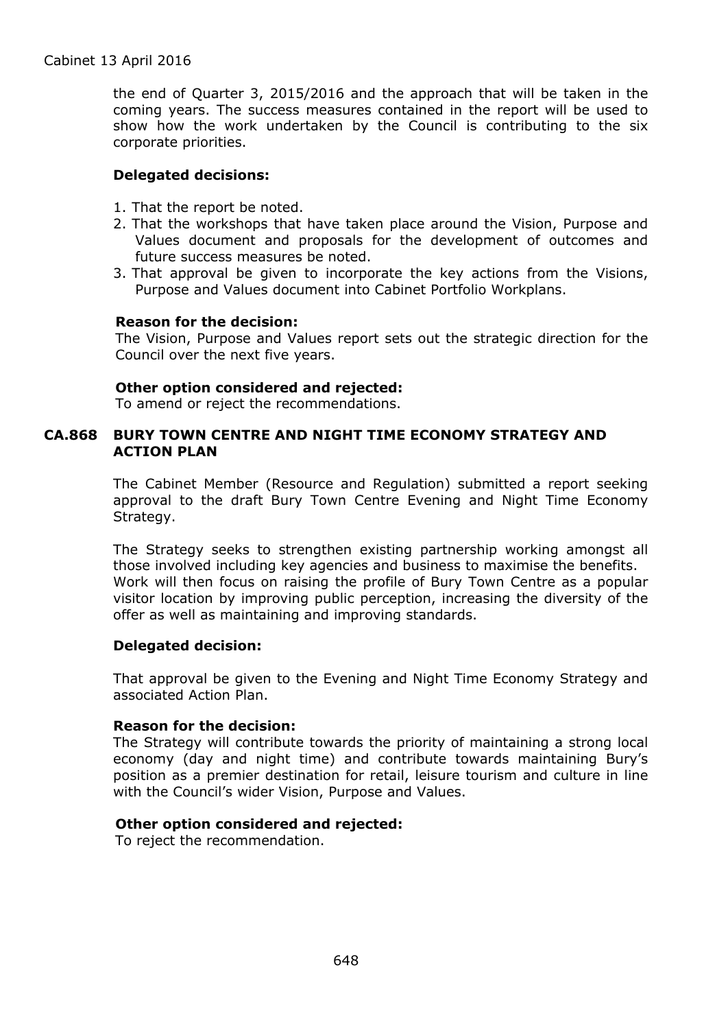the end of Quarter 3, 2015/2016 and the approach that will be taken in the coming years. The success measures contained in the report will be used to show how the work undertaken by the Council is contributing to the six corporate priorities.

**Delegated decisions:**

1. That the report be noted.
2. That the workshops that have taken place around the Vision, Purpose and Values document and proposals for the development of outcomes and future success measures be noted.
3. That approval be given to incorporate the key actions from the Visions, Purpose and Values document into Cabinet Portfolio Workplans.

**Reason for the decision:**
The Vision, Purpose and Values report sets out the strategic direction for the Council over the next five years.

**Other option considered and rejected:**
To amend or reject the recommendations.

## CA.868 BURY TOWN CENTRE AND NIGHT TIME ECONOMY STRATEGY AND ACTION PLAN

The Cabinet Member (Resource and Regulation) submitted a report seeking approval to the draft Bury Town Centre Evening and Night Time Economy Strategy.

The Strategy seeks to strengthen existing partnership working amongst all those involved including key agencies and business to maximise the benefits. Work will then focus on raising the profile of Bury Town Centre as a popular visitor location by improving public perception, increasing the diversity of the offer as well as maintaining and improving standards.

**Delegated decision:**

That approval be given to the Evening and Night Time Economy Strategy and associated Action Plan.

**Reason for the decision:**
The Strategy will contribute towards the priority of maintaining a strong local economy (day and night time) and contribute towards maintaining Bury's position as a premier destination for retail, leisure tourism and culture in line with the Council's wider Vision, Purpose and Values.

**Other option considered and rejected:**
To reject the recommendation.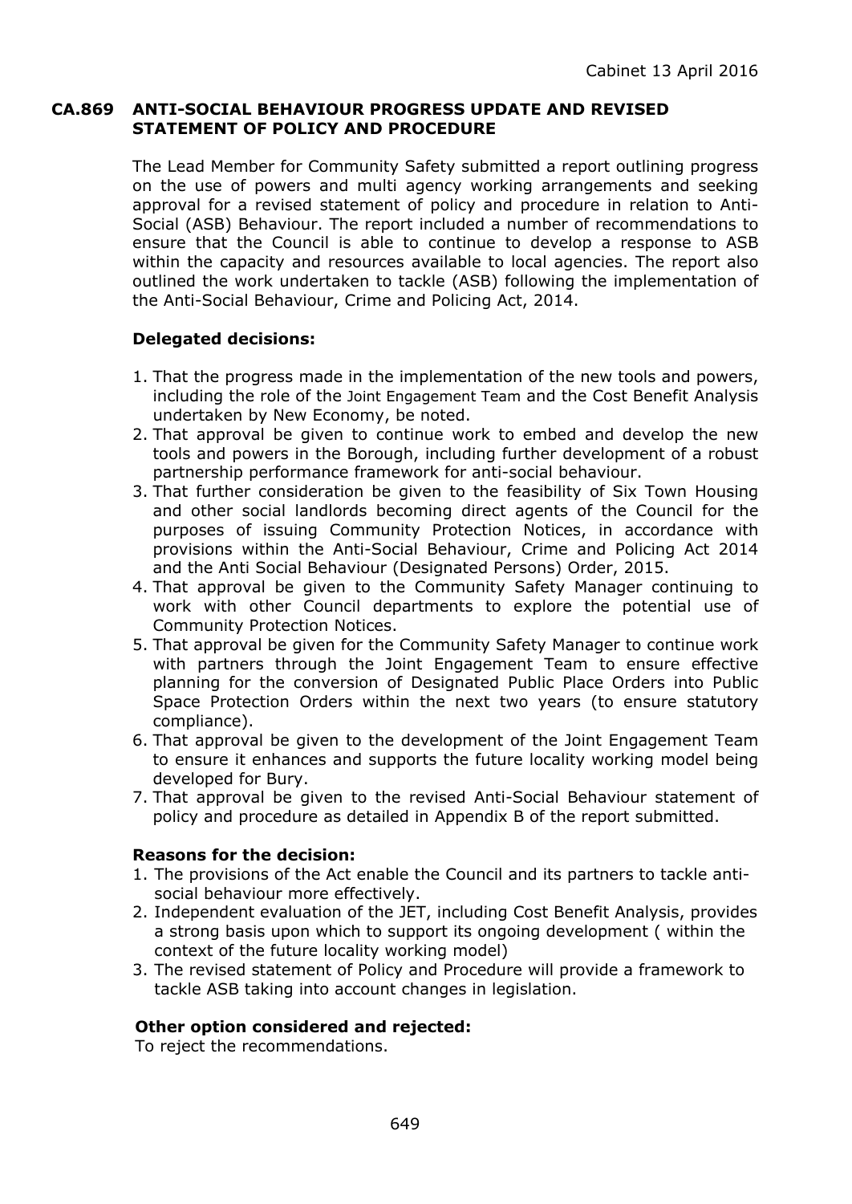## CA.869 ANTI-SOCIAL BEHAVIOUR PROGRESS UPDATE AND REVISED STATEMENT OF POLICY AND PROCEDURE

The Lead Member for Community Safety submitted a report outlining progress on the use of powers and multi agency working arrangements and seeking approval for a revised statement of policy and procedure in relation to Anti-Social (ASB) Behaviour. The report included a number of recommendations to ensure that the Council is able to continue to develop a response to ASB within the capacity and resources available to local agencies. The report also outlined the work undertaken to tackle (ASB) following the implementation of the Anti-Social Behaviour, Crime and Policing Act, 2014.

**Delegated decisions:**

1. That the progress made in the implementation of the new tools and powers, including the role of the Joint Engagement Team and the Cost Benefit Analysis undertaken by New Economy, be noted.
2. That approval be given to continue work to embed and develop the new tools and powers in the Borough, including further development of a robust partnership performance framework for anti-social behaviour.
3. That further consideration be given to the feasibility of Six Town Housing and other social landlords becoming direct agents of the Council for the purposes of issuing Community Protection Notices, in accordance with provisions within the Anti-Social Behaviour, Crime and Policing Act 2014 and the Anti Social Behaviour (Designated Persons) Order, 2015.
4. That approval be given to the Community Safety Manager continuing to work with other Council departments to explore the potential use of Community Protection Notices.
5. That approval be given for the Community Safety Manager to continue work with partners through the Joint Engagement Team to ensure effective planning for the conversion of Designated Public Place Orders into Public Space Protection Orders within the next two years (to ensure statutory compliance).
6. That approval be given to the development of the Joint Engagement Team to ensure it enhances and supports the future locality working model being developed for Bury.
7. That approval be given to the revised Anti-Social Behaviour statement of policy and procedure as detailed in Appendix B of the report submitted.

**Reasons for the decision:**

1. The provisions of the Act enable the Council and its partners to tackle anti-social behaviour more effectively.
2. Independent evaluation of the JET, including Cost Benefit Analysis, provides a strong basis upon which to support its ongoing development ( within the context of the future locality working model)
3. The revised statement of Policy and Procedure will provide a framework to tackle ASB taking into account changes in legislation.

**Other option considered and rejected:**
To reject the recommendations.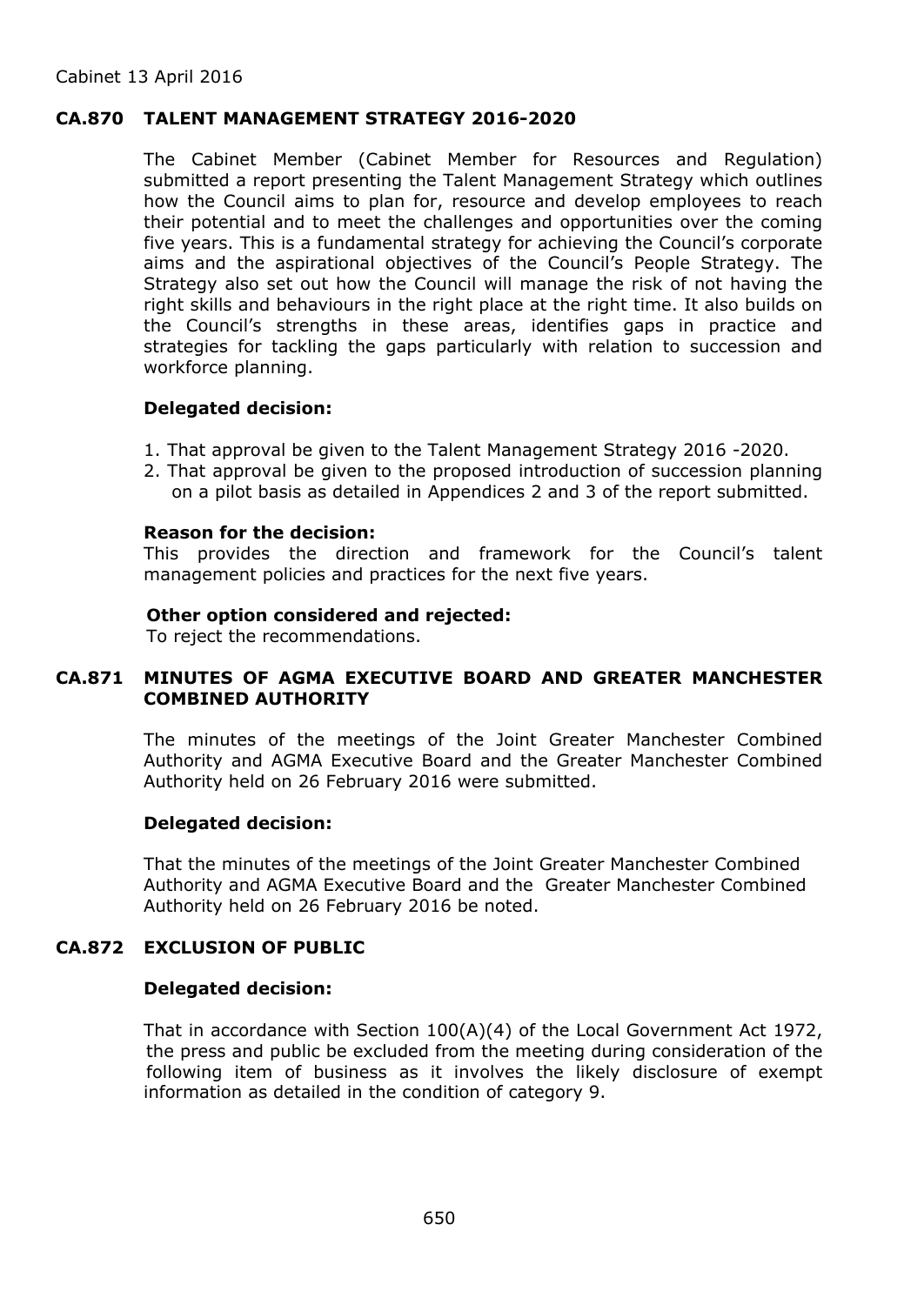## CA.870 TALENT MANAGEMENT STRATEGY 2016-2020

The Cabinet Member (Cabinet Member for Resources and Regulation) submitted a report presenting the Talent Management Strategy which outlines how the Council aims to plan for, resource and develop employees to reach their potential and to meet the challenges and opportunities over the coming five years. This is a fundamental strategy for achieving the Council's corporate aims and the aspirational objectives of the Council's People Strategy. The Strategy also set out how the Council will manage the risk of not having the right skills and behaviours in the right place at the right time. It also builds on the Council's strengths in these areas, identifies gaps in practice and strategies for tackling the gaps particularly with relation to succession and workforce planning.

**Delegated decision:**

1. That approval be given to the Talent Management Strategy 2016 -2020.
2. That approval be given to the proposed introduction of succession planning on a pilot basis as detailed in Appendices 2 and 3 of the report submitted.

**Reason for the decision:**
This provides the direction and framework for the Council's talent management policies and practices for the next five years.

**Other option considered and rejected:**
To reject the recommendations.

## CA.871 MINUTES OF AGMA EXECUTIVE BOARD AND GREATER MANCHESTER COMBINED AUTHORITY

The minutes of the meetings of the Joint Greater Manchester Combined Authority and AGMA Executive Board and the Greater Manchester Combined Authority held on 26 February 2016 were submitted.

**Delegated decision:**

That the minutes of the meetings of the Joint Greater Manchester Combined Authority and AGMA Executive Board and the Greater Manchester Combined Authority held on 26 February 2016 be noted.

## CA.872 EXCLUSION OF PUBLIC

**Delegated decision:**

That in accordance with Section 100(A)(4) of the Local Government Act 1972, the press and public be excluded from the meeting during consideration of the following item of business as it involves the likely disclosure of exempt information as detailed in the condition of category 9.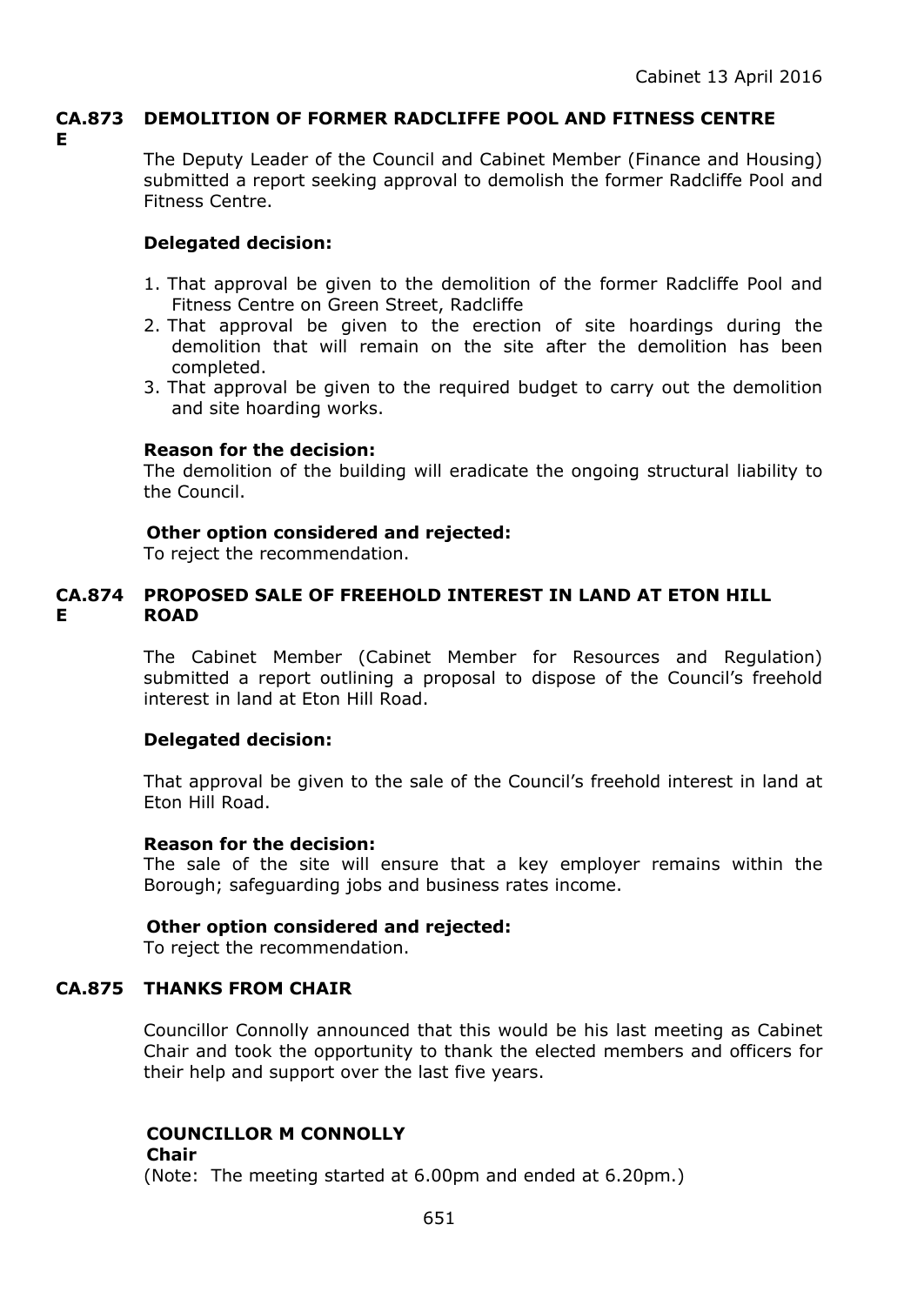**CA.873 E DEMOLITION OF FORMER RADCLIFFE POOL AND FITNESS CENTRE**

The Deputy Leader of the Council and Cabinet Member (Finance and Housing) submitted a report seeking approval to demolish the former Radcliffe Pool and Fitness Centre.

**Delegated decision:**

1. That approval be given to the demolition of the former Radcliffe Pool and Fitness Centre on Green Street, Radcliffe
2. That approval be given to the erection of site hoardings during the demolition that will remain on the site after the demolition has been completed.
3. That approval be given to the required budget to carry out the demolition and site hoarding works.

**Reason for the decision:**

The demolition of the building will eradicate the ongoing structural liability to the Council.

**Other option considered and rejected:**

To reject the recommendation.

**CA.874 E PROPOSED SALE OF FREEHOLD INTEREST IN LAND AT ETON HILL ROAD**

The Cabinet Member (Cabinet Member for Resources and Regulation) submitted a report outlining a proposal to dispose of the Council's freehold interest in land at Eton Hill Road.

**Delegated decision:**

That approval be given to the sale of the Council's freehold interest in land at Eton Hill Road.

**Reason for the decision:**

The sale of the site will ensure that a key employer remains within the Borough; safeguarding jobs and business rates income.

**Other option considered and rejected:**

To reject the recommendation.

**CA.875 THANKS FROM CHAIR**

Councillor Connolly announced that this would be his last meeting as Cabinet Chair and took the opportunity to thank the elected members and officers for their help and support over the last five years.

**COUNCILLOR M CONNOLLY**
**Chair**

(Note: The meeting started at 6.00pm and ended at 6.20pm.)